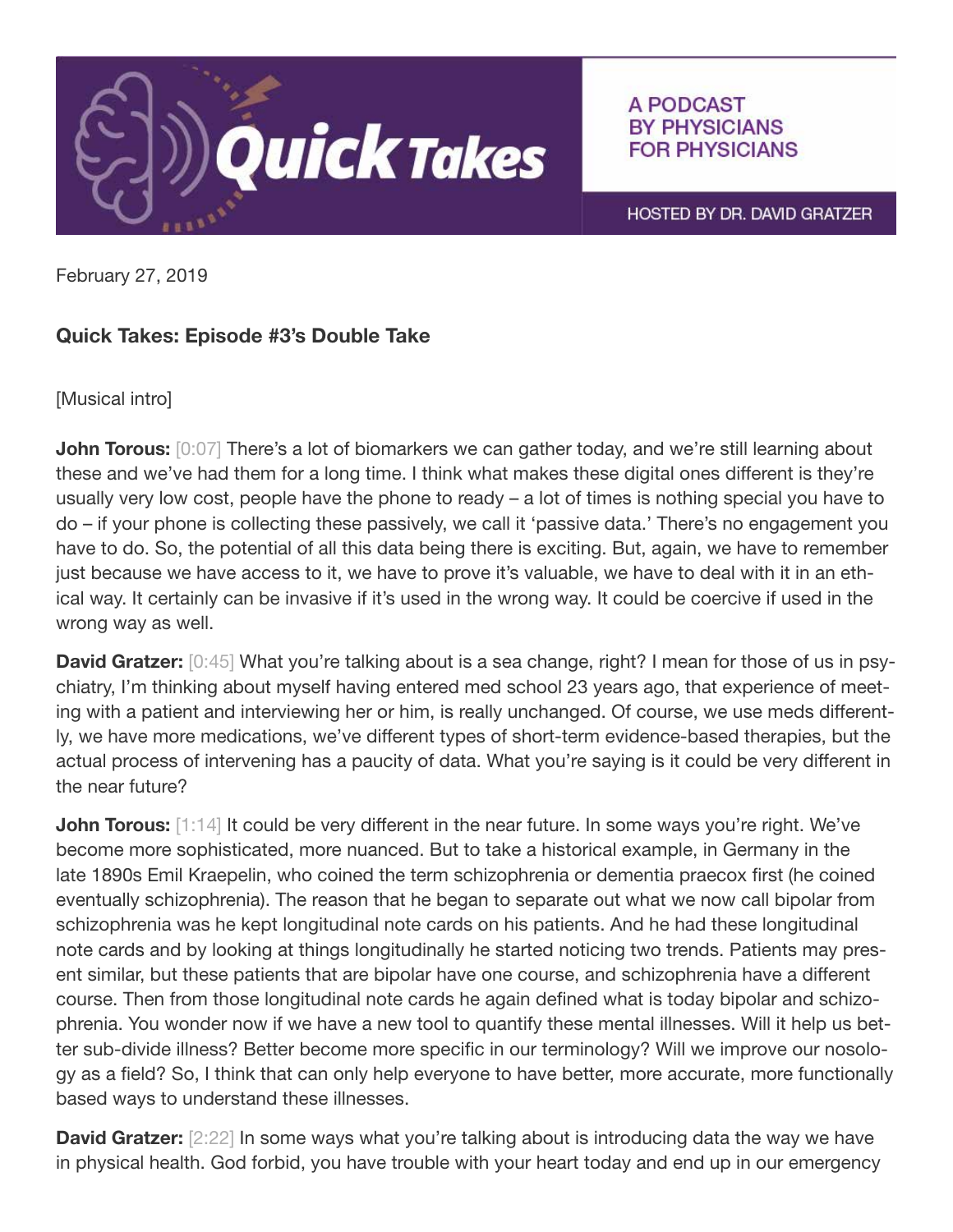Quick Takes

A PODCAST BY PHYSICIANS FOR PHYSICIANS

HOSTED BY DR. DAVID GRATZER

February 27, 2019

## Quick Takes: Episode #3's Double Take

[Musical intro]

**John Torous:** [0:07] There's a lot of biomarkers we can gather today, and we're still learning about these and we've had them for a long time. I think what makes these digital ones different is they're usually very low cost, people have the phone to ready – a lot of times is nothing special you have to do – if your phone is collecting these passively, we call it 'passive data.' There's no engagement you have to do. So, the potential of all this data being there is exciting. But, again, we have to remember just because we have access to it, we have to prove it's valuable, we have to deal with it in an ethical way. It certainly can be invasive if it's used in the wrong way. It could be coercive if used in the wrong way as well.

**David Gratzer:** [0:45] What you're talking about is a sea change, right? I mean for those of us in psychiatry, I'm thinking about myself having entered med school 23 years ago, that experience of meeting with a patient and interviewing her or him, is really unchanged. Of course, we use meds differently, we have more medications, we've different types of short-term evidence-based therapies, but the actual process of intervening has a paucity of data. What you're saying is it could be very different in the near future?

**John Torous:** [1:14] It could be very different in the near future. In some ways you're right. We've become more sophisticated, more nuanced. But to take a historical example, in Germany in the late 1890s Emil Kraepelin, who coined the term schizophrenia or dementia praecox first (he coined eventually schizophrenia). The reason that he began to separate out what we now call bipolar from schizophrenia was he kept longitudinal note cards on his patients. And he had these longitudinal note cards and by looking at things longitudinally he started noticing two trends. Patients may present similar, but these patients that are bipolar have one course, and schizophrenia have a different course. Then from those longitudinal note cards he again defined what is today bipolar and schizophrenia. You wonder now if we have a new tool to quantify these mental illnesses. Will it help us better sub-divide illness? Better become more specific in our terminology? Will we improve our nosology as a field? So, I think that can only help everyone to have better, more accurate, more functionally based ways to understand these illnesses.

**David Gratzer:** [2:22] In some ways what you're talking about is introducing data the way we have in physical health. God forbid, you have trouble with your heart today and end up in our emergency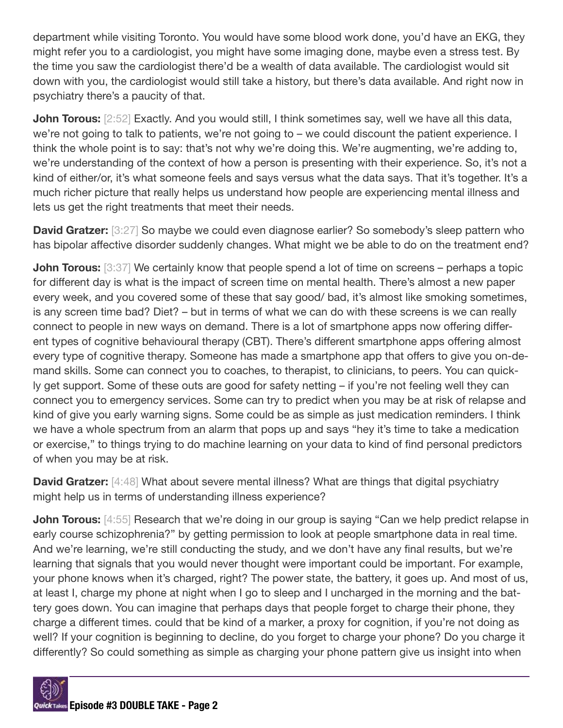department while visiting Toronto. You would have some blood work done, you'd have an EKG, they might refer you to a cardiologist, you might have some imaging done, maybe even a stress test. By the time you saw the cardiologist there'd be a wealth of data available. The cardiologist would sit down with you, the cardiologist would still take a history, but there's data available. And right now in psychiatry there's a paucity of that.

**John Torous:** [2:52] Exactly. And you would still, I think sometimes say, well we have all this data, we're not going to talk to patients, we're not going to – we could discount the patient experience. I think the whole point is to say: that's not why we're doing this. We're augmenting, we're adding to, we're understanding of the context of how a person is presenting with their experience. So, it's not a kind of either/or, it's what someone feels and says versus what the data says. That it's together. It's a much richer picture that really helps us understand how people are experiencing mental illness and lets us get the right treatments that meet their needs.

**David Gratzer:** [3:27] So maybe we could even diagnose earlier? So somebody's sleep pattern who has bipolar affective disorder suddenly changes. What might we be able to do on the treatment end?

**John Torous:** [3:37] We certainly know that people spend a lot of time on screens – perhaps a topic for different day is what is the impact of screen time on mental health. There's almost a new paper every week, and you covered some of these that say good/ bad, it's almost like smoking sometimes, is any screen time bad? Diet? – but in terms of what we can do with these screens is we can really connect to people in new ways on demand. There is a lot of smartphone apps now offering different types of cognitive behavioural therapy (CBT). There's different smartphone apps offering almost every type of cognitive therapy. Someone has made a smartphone app that offers to give you on-demand skills. Some can connect you to coaches, to therapist, to clinicians, to peers. You can quickly get support. Some of these outs are good for safety netting – if you're not feeling well they can connect you to emergency services. Some can try to predict when you may be at risk of relapse and kind of give you early warning signs. Some could be as simple as just medication reminders. I think we have a whole spectrum from an alarm that pops up and says "hey it's time to take a medication or exercise," to things trying to do machine learning on your data to kind of find personal predictors of when you may be at risk.

**David Gratzer:** [4:48] What about severe mental illness? What are things that digital psychiatry might help us in terms of understanding illness experience?

**John Torous:** [4:55] Research that we're doing in our group is saying "Can we help predict relapse in early course schizophrenia?" by getting permission to look at people smartphone data in real time. And we're learning, we're still conducting the study, and we don't have any final results, but we're learning that signals that you would never thought were important could be important. For example, your phone knows when it's charged, right? The power state, the battery, it goes up. And most of us, at least I, charge my phone at night when I go to sleep and I uncharged in the morning and the battery goes down. You can imagine that perhaps days that people forget to charge their phone, they charge a different times. could that be kind of a marker, a proxy for cognition, if you're not doing as well? If your cognition is beginning to decline, do you forget to charge your phone? Do you charge it differently? So could something as simple as charging your phone pattern give us insight into when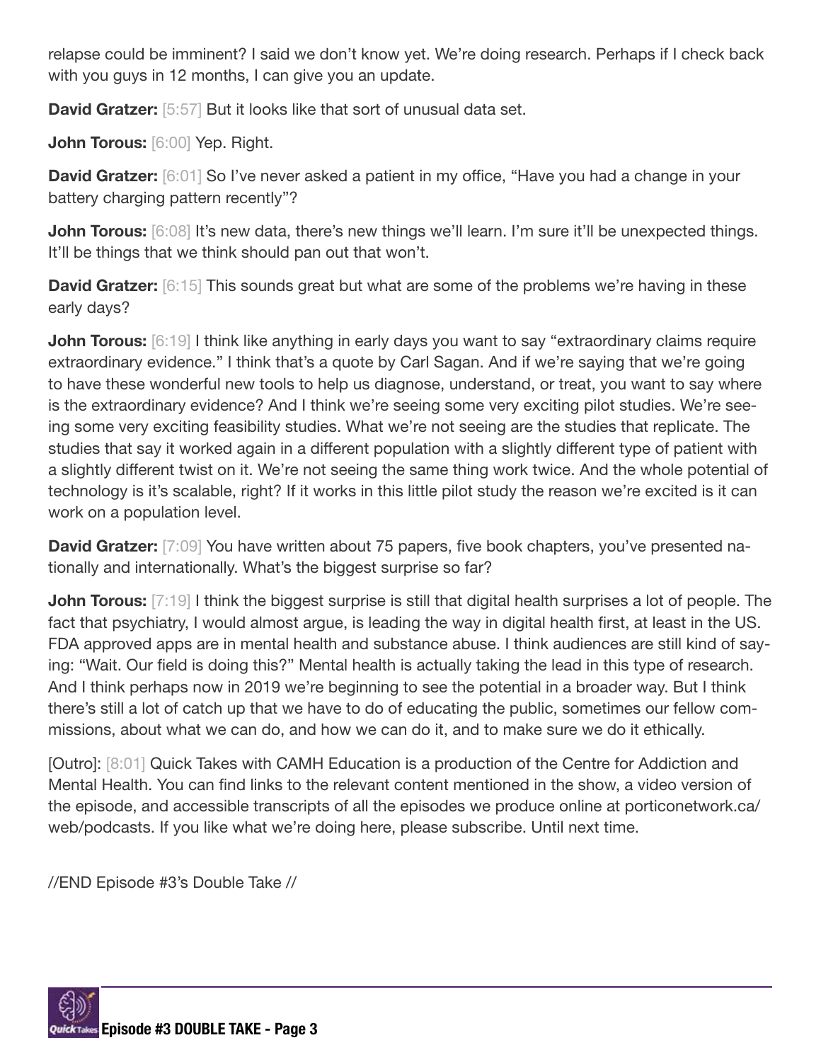relapse could be imminent? I said we don't know yet. We're doing research. Perhaps if I check back with you guys in 12 months, I can give you an update.

**David Gratzer:** [5:57] But it looks like that sort of unusual data set.

**John Torous:** [6:00] Yep. Right.

**David Gratzer:** [6:01] So I've never asked a patient in my office, "Have you had a change in your battery charging pattern recently"?

**John Torous:** [6:08] It's new data, there's new things we'll learn. I'm sure it'll be unexpected things. It'll be things that we think should pan out that won't.

**David Gratzer:** [6:15] This sounds great but what are some of the problems we're having in these early days?

**John Torous:** [6:19] I think like anything in early days you want to say "extraordinary claims require extraordinary evidence." I think that's a quote by Carl Sagan. And if we're saying that we're going to have these wonderful new tools to help us diagnose, understand, or treat, you want to say where is the extraordinary evidence? And I think we're seeing some very exciting pilot studies. We're seeing some very exciting feasibility studies. What we're not seeing are the studies that replicate. The studies that say it worked again in a different population with a slightly different type of patient with a slightly different twist on it. We're not seeing the same thing work twice. And the whole potential of technology is it's scalable, right? If it works in this little pilot study the reason we're excited is it can work on a population level.

**David Gratzer:** [7:09] You have written about 75 papers, five book chapters, you've presented nationally and internationally. What's the biggest surprise so far?

**John Torous:** [7:19] I think the biggest surprise is still that digital health surprises a lot of people. The fact that psychiatry, I would almost argue, is leading the way in digital health first, at least in the US. FDA approved apps are in mental health and substance abuse. I think audiences are still kind of saying: "Wait. Our field is doing this?" Mental health is actually taking the lead in this type of research. And I think perhaps now in 2019 we're beginning to see the potential in a broader way. But I think there's still a lot of catch up that we have to do of educating the public, sometimes our fellow commissions, about what we can do, and how we can do it, and to make sure we do it ethically.

[Outro]: [8:01] Quick Takes with CAMH Education is a production of the Centre for Addiction and Mental Health. You can find links to the relevant content mentioned in the show, a video version of the episode, and accessible transcripts of all the episodes we produce online at porticonetwork.ca/web/podcasts. If you like what we're doing here, please subscribe. Until next time.

//END Episode #3's Double Take //